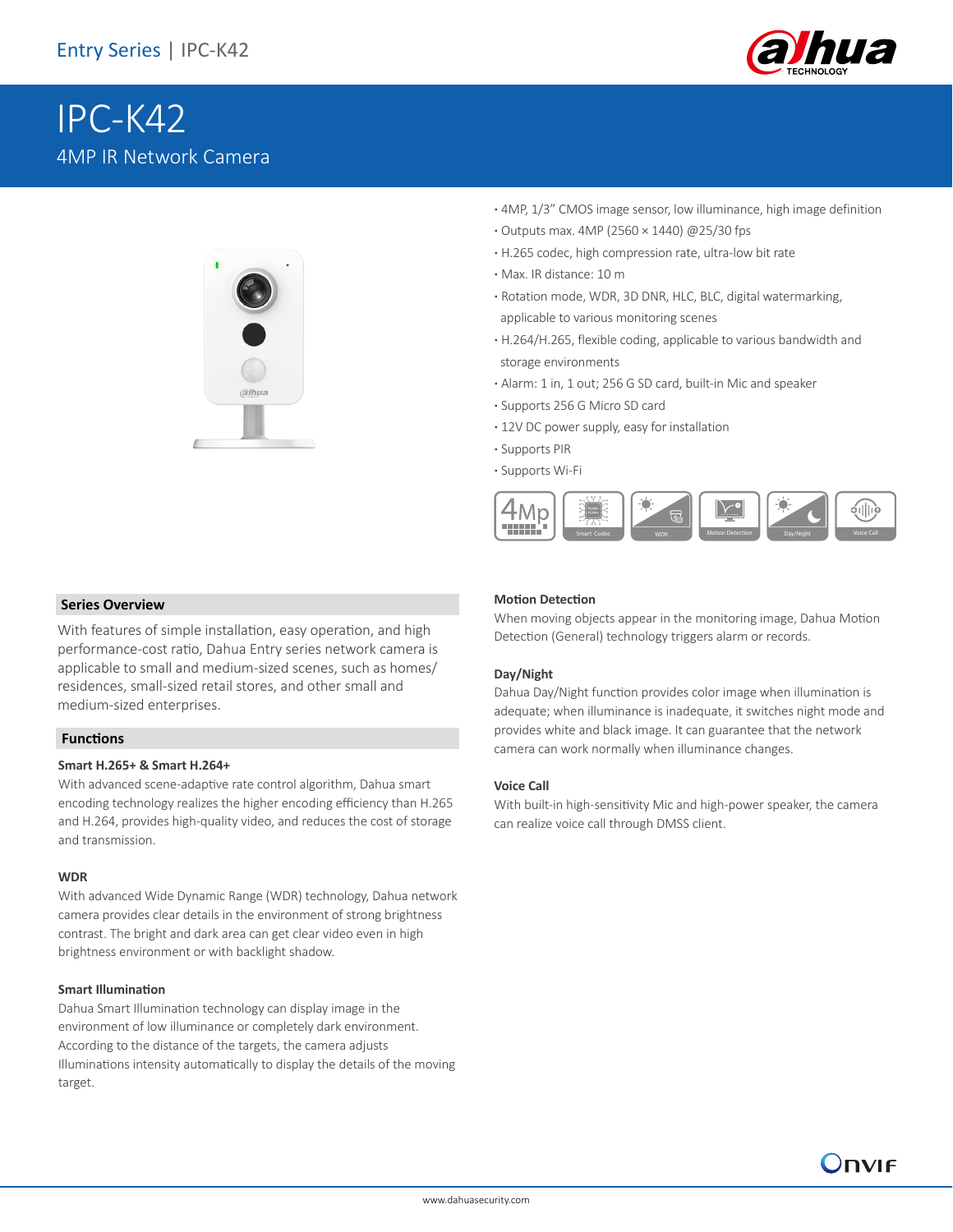Entry Series | IPC-K42

# IPC-K42

4MP IR Network Camera

- 4MP, 1/3" CMOS image sensor, low illuminance, high image definition
- Outputs max. 4MP (2560 × 1440) @25/30 fps
- H.265 codec, high compression rate, ultra-low bit rate
- Max. IR distance: 10 m
- Rotation mode, WDR, 3D DNR, HLC, BLC, digital watermarking, applicable to various monitoring scenes
- H.264/H.265, flexible coding, applicable to various bandwidth and storage environments
- Alarm: 1 in, 1 out; 256 G SD card, built-in Mic and speaker
- Supports 256 G Micro SD card
- 12V DC power supply, easy for installation
- Supports PIR
- Supports Wi-Fi

## Series Overview

With features of simple installation, easy operation, and high performance-cost ratio, Dahua Entry series network camera is applicable to small and medium-sized scenes, such as homes/residences, small-sized retail stores, and other small and medium-sized enterprises.

## Functions

### Smart H.265+ & Smart H.264+

With advanced scene-adaptive rate control algorithm, Dahua smart encoding technology realizes the higher encoding efficiency than H.265 and H.264, provides high-quality video, and reduces the cost of storage and transmission.

### WDR

With advanced Wide Dynamic Range (WDR) technology, Dahua network camera provides clear details in the environment of strong brightness contrast. The bright and dark area can get clear video even in high brightness environment or with backlight shadow.

### Smart Illumination

Dahua Smart Illumination technology can display image in the environment of low illuminance or completely dark environment. According to the distance of the targets, the camera adjusts Illuminations intensity automatically to display the details of the moving target.

### Motion Detection

When moving objects appear in the monitoring image, Dahua Motion Detection (General) technology triggers alarm or records.

### Day/Night

Dahua Day/Night function provides color image when illumination is adequate; when illuminance is inadequate, it switches night mode and provides white and black image. It can guarantee that the network camera can work normally when illuminance changes.

### Voice Call

With built-in high-sensitivity Mic and high-power speaker, the camera can realize voice call through DMSS client.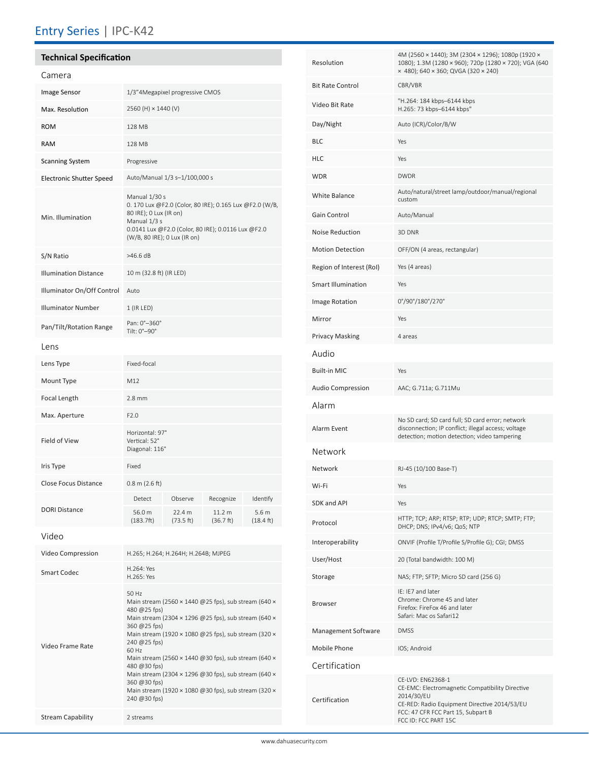# Entry Series | IPC-K42

## Technical Specification

### Camera

| | |
|---|---|
| Image Sensor | 1/3"4Megapixel progressive CMOS |
| Max. Resolution | 2560 (H) × 1440 (V) |
| ROM | 128 MB |
| RAM | 128 MB |
| Scanning System | Progressive |
| Electronic Shutter Speed | Auto/Manual 1/3 s–1/100,000 s |
| Min. Illumination | Manual 1/30 s<br>0. 170 Lux @F2.0 (Color, 80 IRE); 0.165 Lux @F2.0 (W/B, 80 IRE); 0 Lux (IR on)<br>Manual 1/3 s<br>0.0141 Lux @F2.0 (Color, 80 IRE); 0.0116 Lux @F2.0 (W/B, 80 IRE); 0 Lux (IR on) |
| S/N Ratio | >46.6 dB |
| Illumination Distance | 10 m (32.8 ft) (IR LED) |
| Illuminator On/Off Control | Auto |
| Illuminator Number | 1 (IR LED) |
| Pan/Tilt/Rotation Range | Pan: 0°–360°<br>Tilt: 0°–90° |

### Lens

| | |
|---|---|
| Lens Type | Fixed-focal |
| Mount Type | M12 |
| Focal Length | 2.8 mm |
| Max. Aperture | F2.0 |
| Field of View | Horizontal: 97°<br>Vertical: 52°<br>Diagonal: 116° |
| Iris Type | Fixed |
| Close Focus Distance | 0.8 m (2.6 ft) |

| DORI Distance | Detect | Observe | Recognize | Identify |
|---|---|---|---|---|
| | 56.0 m (183.7ft) | 22.4 m (73.5 ft) | 11.2 m (36.7 ft) | 5.6 m (18.4 ft) |

### Video

| | |
|---|---|
| Video Compression | H.265; H.264; H.264H; H.264B; MJPEG |
| Smart Codec | H.264: Yes<br>H.265: Yes |
| Video Frame Rate | 50 Hz<br>Main stream (2560 × 1440 @25 fps), sub stream (640 × 480 @25 fps)<br>Main stream (2304 × 1296 @25 fps), sub stream (640 × 360 @25 fps)<br>Main stream (1920 × 1080 @25 fps), sub stream (320 × 240 @25 fps)<br>60 Hz<br>Main stream (2560 × 1440 @30 fps), sub stream (640 × 480 @30 fps)<br>Main stream (2304 × 1296 @30 fps), sub stream (640 × 360 @30 fps)<br>Main stream (1920 × 1080 @30 fps), sub stream (320 × 240 @30 fps) |
| Stream Capability | 2 streams |
| Resolution | 4M (2560 × 1440); 3M (2304 × 1296); 1080p (1920 × 1080); 1.3M (1280 × 960); 720p (1280 × 720); VGA (640 × 480); 640 × 360; QVGA (320 × 240) |
| Bit Rate Control | CBR/VBR |
| Video Bit Rate | "H.264: 184 kbps–6144 kbps<br>H.265: 73 kbps–6144 kbps" |
| Day/Night | Auto (ICR)/Color/B/W |
| BLC | Yes |
| HLC | Yes |
| WDR | DWDR |
| White Balance | Auto/natural/street lamp/outdoor/manual/regional custom |
| Gain Control | Auto/Manual |
| Noise Reduction | 3D DNR |
| Motion Detection | OFF/ON (4 areas, rectangular) |
| Region of Interest (RoI) | Yes (4 areas) |
| Smart Illumination | Yes |
| Image Rotation | 0°/90°/180°/270° |
| Mirror | Yes |
| Privacy Masking | 4 areas |

### Audio

| | |
|---|---|
| Built-in MIC | Yes |
| Audio Compression | AAC; G.711a; G.711Mu |

### Alarm

| | |
|---|---|
| Alarm Event | No SD card; SD card full; SD card error; network disconnection; IP conflict; illegal access; voltage detection; motion detection; video tampering |

### Network

| | |
|---|---|
| Network | RJ-45 (10/100 Base-T) |
| Wi-Fi | Yes |
| SDK and API | Yes |
| Protocol | HTTP; TCP; ARP; RTSP; RTP; UDP; RTCP; SMTP; FTP; DHCP; DNS; IPv4/v6; QoS; NTP |
| Interoperability | ONVIF (Profile T/Profile S/Profile G); CGI; DMSS |
| User/Host | 20 (Total bandwidth: 100 M) |
| Storage | NAS; FTP; SFTP; Micro SD card (256 G) |
| Browser | IE: IE7 and later<br>Chrome: Chrome 45 and later<br>Firefox: FireFox 46 and later<br>Safari: Mac os Safari12 |
| Management Software | DMSS |
| Mobile Phone | IOS; Android |

### Certification

| | |
|---|---|
| Certification | CE-LVD: EN62368-1<br>CE-EMC: Electromagnetic Compatibility Directive 2014/30/EU<br>CE-RED: Radio Equipment Directive 2014/53/EU<br>FCC: 47 CFR FCC Part 15, Subpart B<br>FCC ID: FCC PART 15C |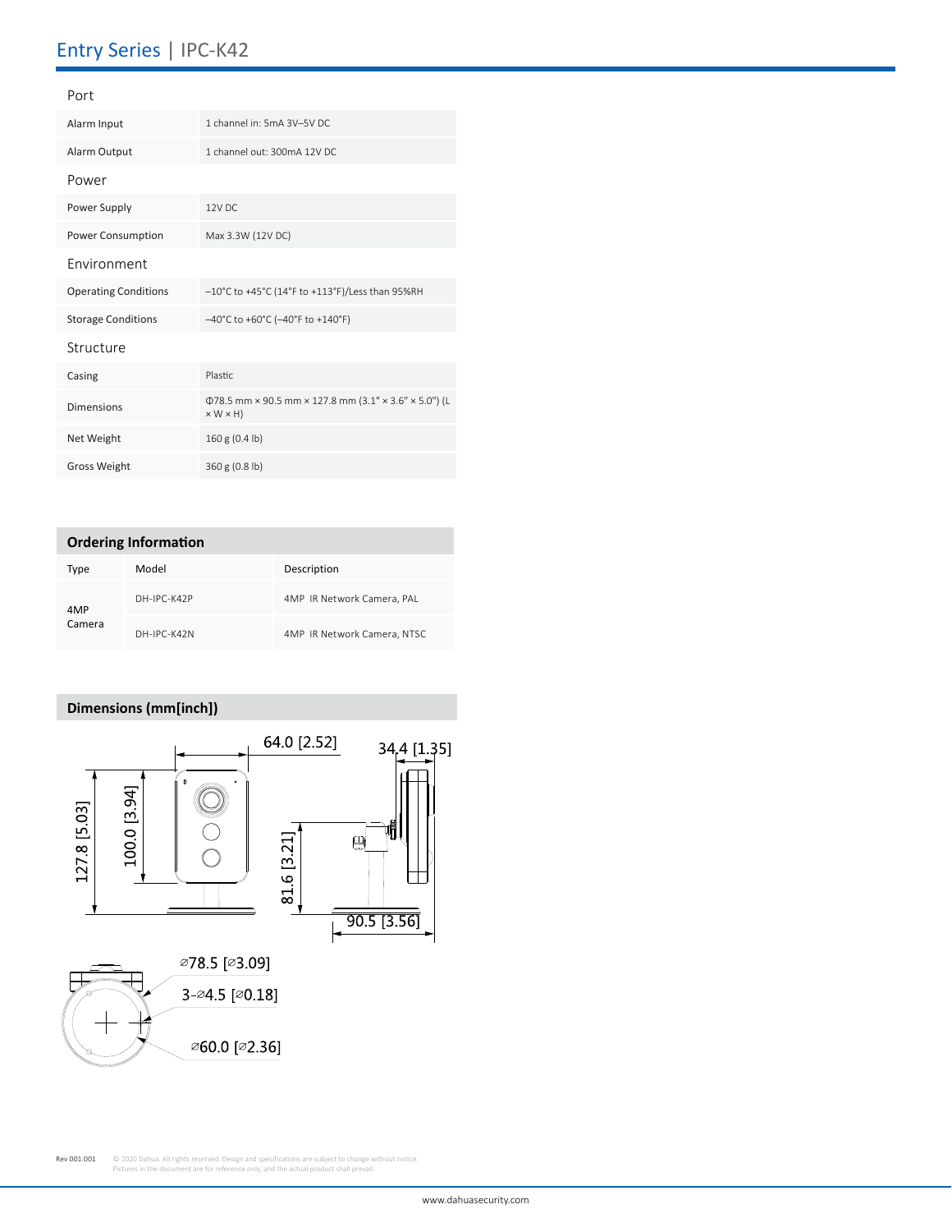# Entry Series | IPC-K42

## Port

| | |
|---|---|
| Alarm Input | 1 channel in: 5mA 3V–5V DC |
| Alarm Output | 1 channel out: 300mA 12V DC |

## Power

| | |
|---|---|
| Power Supply | 12V DC |
| Power Consumption | Max 3.3W (12V DC) |

## Environment

| | |
|---|---|
| Operating Conditions | –10°C to +45°C (14°F to +113°F)/Less than 95%RH |
| Storage Conditions | –40°C to +60°C (–40°F to +140°F) |

## Structure

| | |
|---|---|
| Casing | Plastic |
| Dimensions | Φ78.5 mm × 90.5 mm × 127.8 mm (3.1" × 3.6" × 5.0") (L × W × H) |
| Net Weight | 160 g (0.4 lb) |
| Gross Weight | 360 g (0.8 lb) |

## Ordering Information

| Type | Model | Description |
|---|---|---|
| 4MP Camera | DH-IPC-K42P | 4MP IR Network Camera, PAL |
| | DH-IPC-K42N | 4MP IR Network Camera, NTSC |

## Dimensions (mm[inch])

64.0 [2.52]
34.4 [1.35]
127.8 [5.03]
100.0 [3.94]
81.6 [3.21]
90.5 [3.56]
⌀78.5 [⌀3.09]
3-⌀4.5 [⌀0.18]
⌀60.0 [⌀2.36]

Rev 001.001 © 2020 Dahua. All rights reserved. Design and specifications are subject to change without notice. Pictures in the document are for reference only, and the actual product shall prevail.

www.dahuasecurity.com